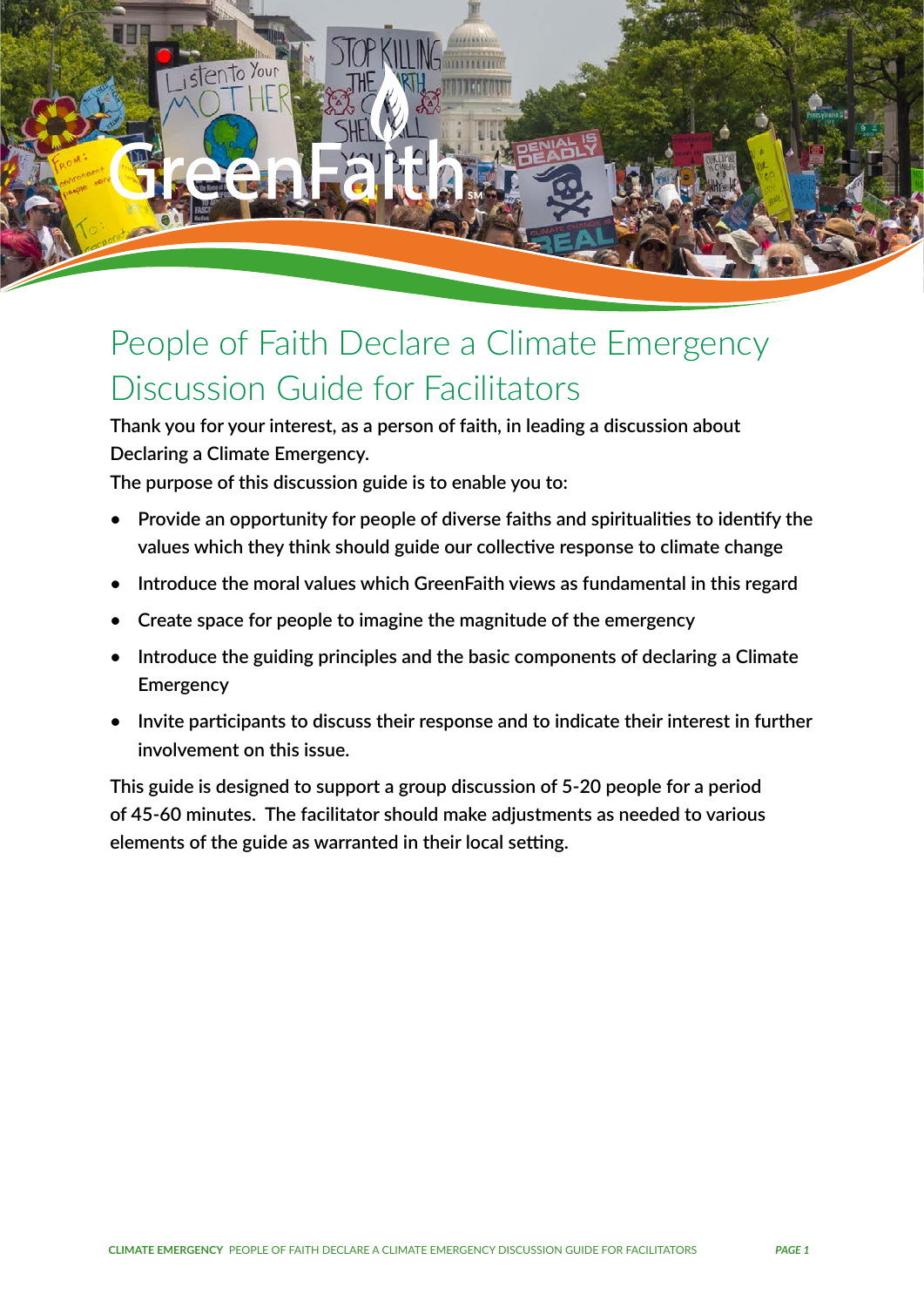# People of Faith Declare a Climate Emergency Discussion Guide for Facilitators

**Thank you for your interest, as a person of faith, in leading a discussion about Declaring a Climate Emergency.**

**The purpose of this discussion guide is to enable you to:**

- Provide an opportunity for people of diverse faiths and spiritualities to identify the values which they think should guide our collective response to climate change
- Introduce the moral values which GreenFaith views as fundamental in this regard
- Create space for people to imagine the magnitude of the emergency
- Introduce the guiding principles and the basic components of declaring a Climate Emergency
- Invite participants to discuss their response and to indicate their interest in further involvement on this issue.

This guide is designed to support a group discussion of 5-20 people for a period of 45-60 minutes. The facilitator should make adjustments as needed to various elements of the guide as warranted in their local setting.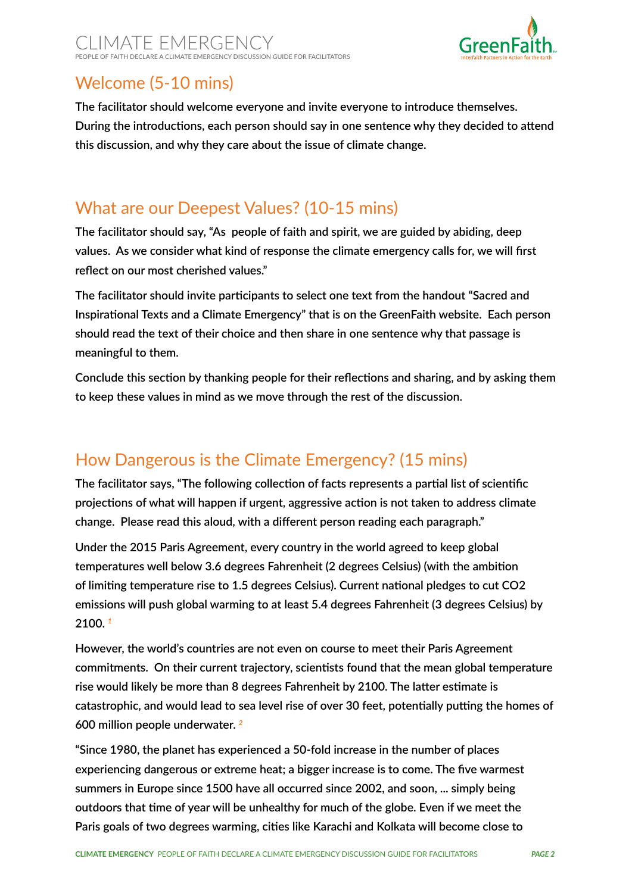## Welcome (5-10 mins)

The facilitator should welcome everyone and invite everyone to introduce themselves. During the introductions, each person should say in one sentence why they decided to attend this discussion, and why they care about the issue of climate change.

## What are our Deepest Values? (10-15 mins)

The facilitator should say, "As people of faith and spirit, we are guided by abiding, deep values. As we consider what kind of response the climate emergency calls for, we will first reflect on our most cherished values."

The facilitator should invite participants to select one text from the handout "Sacred and Inspirational Texts and a Climate Emergency" that is on the GreenFaith website. Each person should read the text of their choice and then share in one sentence why that passage is meaningful to them.

Conclude this section by thanking people for their reflections and sharing, and by asking them to keep these values in mind as we move through the rest of the discussion.

## How Dangerous is the Climate Emergency? (15 mins)

The facilitator says, "The following collection of facts represents a partial list of scientific projections of what will happen if urgent, aggressive action is not taken to address climate change. Please read this aloud, with a different person reading each paragraph."

Under the 2015 Paris Agreement, every country in the world agreed to keep global temperatures well below 3.6 degrees Fahrenheit (2 degrees Celsius) (with the ambition of limiting temperature rise to 1.5 degrees Celsius). Current national pledges to cut CO2 emissions will push global warming to at least 5.4 degrees Fahrenheit (3 degrees Celsius) by 2100. [1]

However, the world's countries are not even on course to meet their Paris Agreement commitments. On their current trajectory, scientists found that the mean global temperature rise would likely be more than 8 degrees Fahrenheit by 2100. The latter estimate is catastrophic, and would lead to sea level rise of over 30 feet, potentially putting the homes of 600 million people underwater. [2]

"Since 1980, the planet has experienced a 50-fold increase in the number of places experiencing dangerous or extreme heat; a bigger increase is to come. The five warmest summers in Europe since 1500 have all occurred since 2002, and soon, ... simply being outdoors that time of year will be unhealthy for much of the globe. Even if we meet the Paris goals of two degrees warming, cities like Karachi and Kolkata will become close to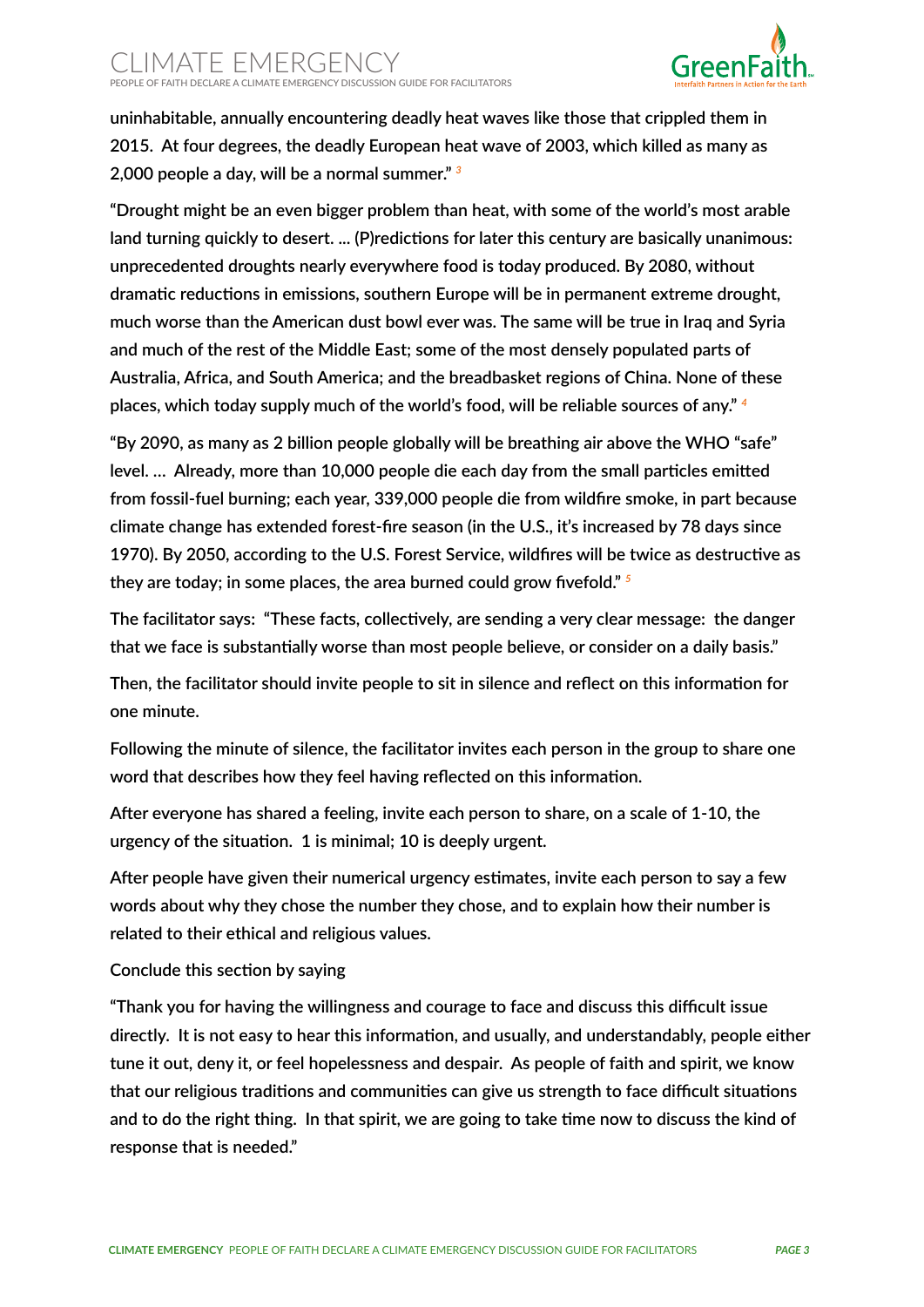uninhabitable, annually encountering deadly heat waves like those that crippled them in 2015. At four degrees, the deadly European heat wave of 2003, which killed as many as 2,000 people a day, will be a normal summer." [3]

"Drought might be an even bigger problem than heat, with some of the world's most arable land turning quickly to desert. ... (P)redictions for later this century are basically unanimous: unprecedented droughts nearly everywhere food is today produced. By 2080, without dramatic reductions in emissions, southern Europe will be in permanent extreme drought, much worse than the American dust bowl ever was. The same will be true in Iraq and Syria and much of the rest of the Middle East; some of the most densely populated parts of Australia, Africa, and South America; and the breadbasket regions of China. None of these places, which today supply much of the world's food, will be reliable sources of any." [4]

"By 2090, as many as 2 billion people globally will be breathing air above the WHO "safe" level. ... Already, more than 10,000 people die each day from the small particles emitted from fossil-fuel burning; each year, 339,000 people die from wildfire smoke, in part because climate change has extended forest-fire season (in the U.S., it's increased by 78 days since 1970). By 2050, according to the U.S. Forest Service, wildfires will be twice as destructive as they are today; in some places, the area burned could grow fivefold." [5]

The facilitator says: "These facts, collectively, are sending a very clear message: the danger that we face is substantially worse than most people believe, or consider on a daily basis."

Then, the facilitator should invite people to sit in silence and reflect on this information for one minute.

Following the minute of silence, the facilitator invites each person in the group to share one word that describes how they feel having reflected on this information.

After everyone has shared a feeling, invite each person to share, on a scale of 1-10, the urgency of the situation. 1 is minimal; 10 is deeply urgent.

After people have given their numerical urgency estimates, invite each person to say a few words about why they chose the number they chose, and to explain how their number is related to their ethical and religious values.

Conclude this section by saying

"Thank you for having the willingness and courage to face and discuss this difficult issue directly. It is not easy to hear this information, and usually, and understandably, people either tune it out, deny it, or feel hopelessness and despair. As people of faith and spirit, we know that our religious traditions and communities can give us strength to face difficult situations and to do the right thing. In that spirit, we are going to take time now to discuss the kind of response that is needed."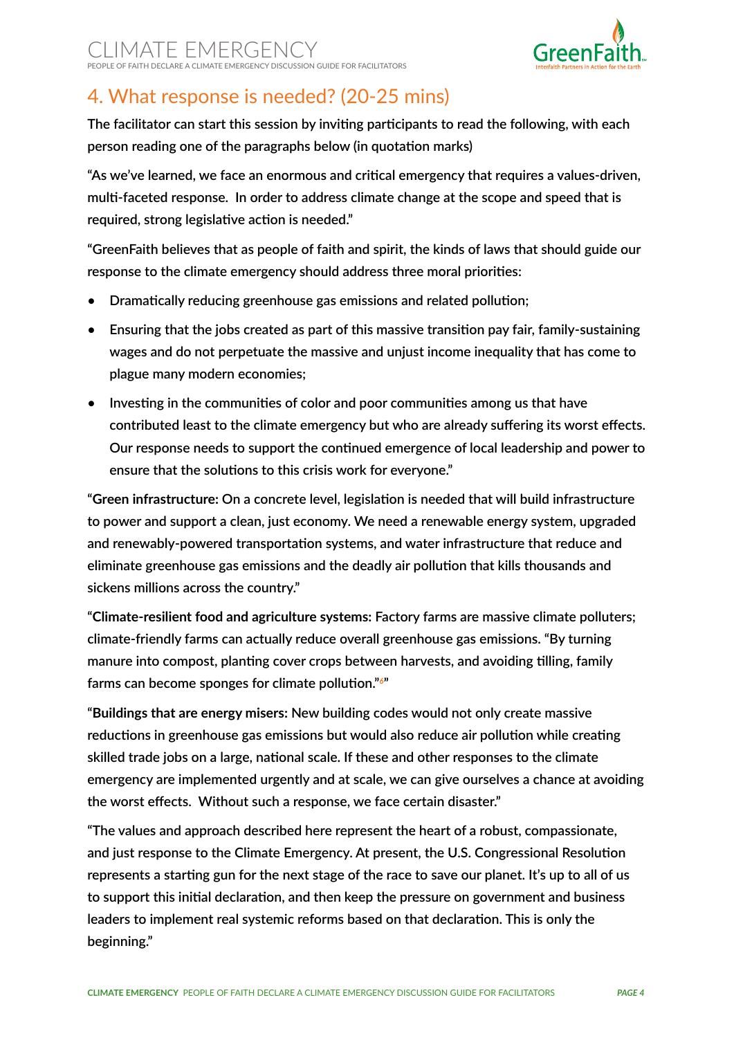## 4. What response is needed? (20-25 mins)

**The facilitator can start this session by inviting participants to read the following, with each person reading one of the paragraphs below (in quotation marks)**

"As we've learned, we face an enormous and critical emergency that requires a values-driven, multi-faceted response. In order to address climate change at the scope and speed that is required, strong legislative action is needed."

"GreenFaith believes that as people of faith and spirit, the kinds of laws that should guide our response to the climate emergency should address three moral priorities:

- Dramatically reducing greenhouse gas emissions and related pollution;
- Ensuring that the jobs created as part of this massive transition pay fair, family-sustaining wages and do not perpetuate the massive and unjust income inequality that has come to plague many modern economies;
- Investing in the communities of color and poor communities among us that have contributed least to the climate emergency but who are already suffering its worst effects. Our response needs to support the continued emergence of local leadership and power to ensure that the solutions to this crisis work for everyone."

"**Green infrastructure:** On a concrete level, legislation is needed that will build infrastructure to power and support a clean, just economy. We need a renewable energy system, upgraded and renewably-powered transportation systems, and water infrastructure that reduce and eliminate greenhouse gas emissions and the deadly air pollution that kills thousands and sickens millions across the country."

"**Climate-resilient food and agriculture systems:** Factory farms are massive climate polluters; climate-friendly farms can actually reduce overall greenhouse gas emissions. "By turning manure into compost, planting cover crops between harvests, and avoiding tilling, family farms can become sponges for climate pollution."[6]"

"**Buildings that are energy misers:** New building codes would not only create massive reductions in greenhouse gas emissions but would also reduce air pollution while creating skilled trade jobs on a large, national scale. If these and other responses to the climate emergency are implemented urgently and at scale, we can give ourselves a chance at avoiding the worst effects. Without such a response, we face certain disaster."

"The values and approach described here represent the heart of a robust, compassionate, and just response to the Climate Emergency. At present, the U.S. Congressional Resolution represents a starting gun for the next stage of the race to save our planet. It's up to all of us to support this initial declaration, and then keep the pressure on government and business leaders to implement real systemic reforms based on that declaration. This is only the beginning."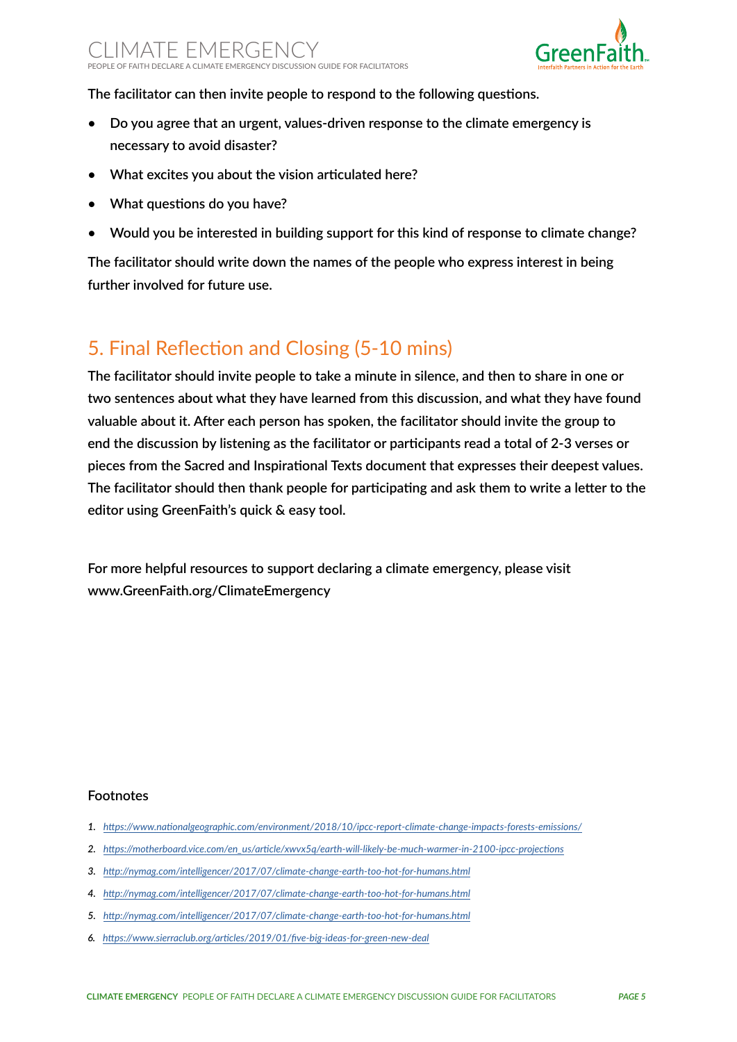The facilitator can then invite people to respond to the following questions.

- Do you agree that an urgent, values-driven response to the climate emergency is necessary to avoid disaster?
- What excites you about the vision articulated here?
- What questions do you have?
- Would you be interested in building support for this kind of response to climate change?

The facilitator should write down the names of the people who express interest in being further involved for future use.

## 5. Final Reflection and Closing (5-10 mins)

The facilitator should invite people to take a minute in silence, and then to share in one or two sentences about what they have learned from this discussion, and what they have found valuable about it. After each person has spoken, the facilitator should invite the group to end the discussion by listening as the facilitator or participants read a total of 2-3 verses or pieces from the Sacred and Inspirational Texts document that expresses their deepest values. The facilitator should then thank people for participating and ask them to write a letter to the editor using GreenFaith's quick & easy tool.

For more helpful resources to support declaring a climate emergency, please visit www.GreenFaith.org/ClimateEmergency

### Footnotes

1. *https://www.nationalgeographic.com/environment/2018/10/ipcc-report-climate-change-impacts-forests-emissions/*
2. *https://motherboard.vice.com/en_us/article/xwvx5q/earth-will-likely-be-much-warmer-in-2100-ipcc-projections*
3. *http://nymag.com/intelligencer/2017/07/climate-change-earth-too-hot-for-humans.html*
4. *http://nymag.com/intelligencer/2017/07/climate-change-earth-too-hot-for-humans.html*
5. *http://nymag.com/intelligencer/2017/07/climate-change-earth-too-hot-for-humans.html*
6. *https://www.sierraclub.org/articles/2019/01/five-big-ideas-for-green-new-deal*